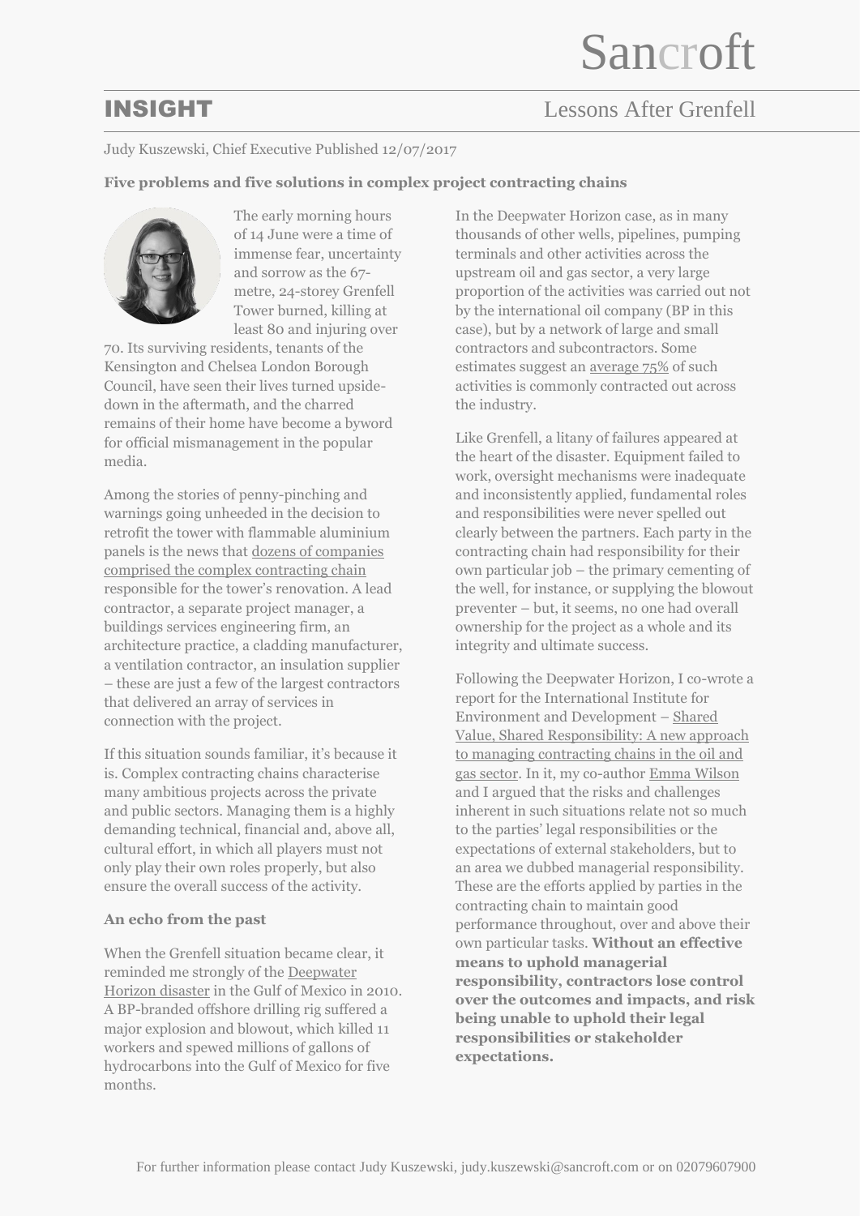Sancroft

# INSIGHT

Lessons After Grenfell

Judy Kuszewski, Chief Executive Published 12/07/2017

**Five problems and five solutions in complex project contracting chains**

The early morning hours of 14 June were a time of immense fear, uncertainty and sorrow as the 67-metre, 24-storey Grenfell Tower burned, killing at least 80 and injuring over 70. Its surviving residents, tenants of the Kensington and Chelsea London Borough Council, have seen their lives turned upside-down in the aftermath, and the charred remains of their home have become a byword for official mismanagement in the popular media.

Among the stories of penny-pinching and warnings going unheeded in the decision to retrofit the tower with flammable aluminium panels is the news that dozens of companies comprised the complex contracting chain responsible for the tower's renovation. A lead contractor, a separate project manager, a buildings services engineering firm, an architecture practice, a cladding manufacturer, a ventilation contractor, an insulation supplier – these are just a few of the largest contractors that delivered an array of services in connection with the project.

If this situation sounds familiar, it's because it is. Complex contracting chains characterise many ambitious projects across the private and public sectors. Managing them is a highly demanding technical, financial and, above all, cultural effort, in which all players must not only play their own roles properly, but also ensure the overall success of the activity.

**An echo from the past**

When the Grenfell situation became clear, it reminded me strongly of the Deepwater Horizon disaster in the Gulf of Mexico in 2010. A BP-branded offshore drilling rig suffered a major explosion and blowout, which killed 11 workers and spewed millions of gallons of hydrocarbons into the Gulf of Mexico for five months.

In the Deepwater Horizon case, as in many thousands of other wells, pipelines, pumping terminals and other activities across the upstream oil and gas sector, a very large proportion of the activities was carried out not by the international oil company (BP in this case), but by a network of large and small contractors and subcontractors. Some estimates suggest an average 75% of such activities is commonly contracted out across the industry.

Like Grenfell, a litany of failures appeared at the heart of the disaster. Equipment failed to work, oversight mechanisms were inadequate and inconsistently applied, fundamental roles and responsibilities were never spelled out clearly between the partners. Each party in the contracting chain had responsibility for their own particular job – the primary cementing of the well, for instance, or supplying the blowout preventer – but, it seems, no one had overall ownership for the project as a whole and its integrity and ultimate success.

Following the Deepwater Horizon, I co-wrote a report for the International Institute for Environment and Development – Shared Value, Shared Responsibility: A new approach to managing contracting chains in the oil and gas sector. In it, my co-author Emma Wilson and I argued that the risks and challenges inherent in such situations relate not so much to the parties' legal responsibilities or the expectations of external stakeholders, but to an area we dubbed managerial responsibility. These are the efforts applied by parties in the contracting chain to maintain good performance throughout, over and above their own particular tasks. **Without an effective means to uphold managerial responsibility, contractors lose control over the outcomes and impacts, and risk being unable to uphold their legal responsibilities or stakeholder expectations.**

For further information please contact Judy Kuszewski, judy.kuszewski@sancroft.com or on 02079607900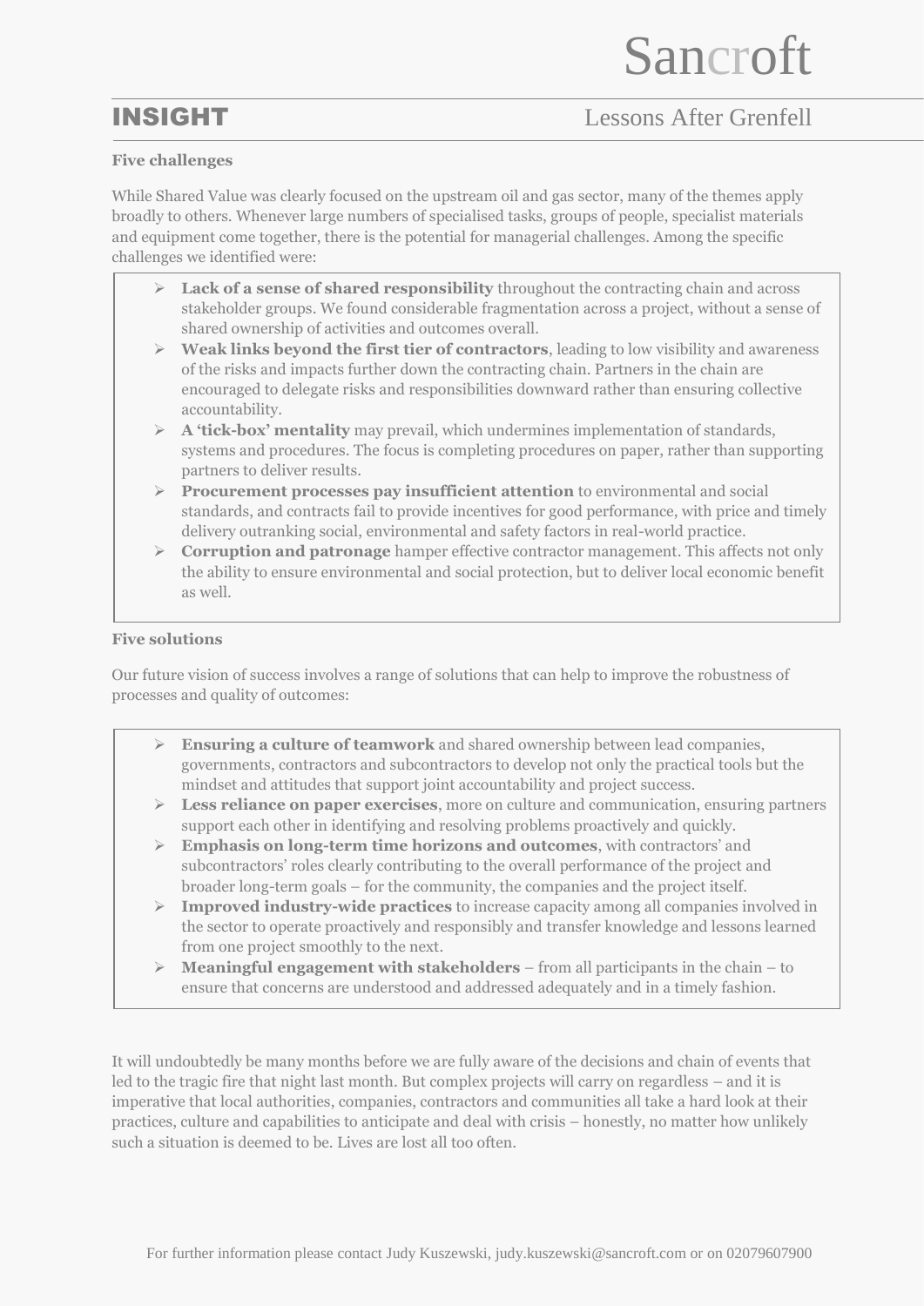**Five challenges**

While Shared Value was clearly focused on the upstream oil and gas sector, many of the themes apply broadly to others. Whenever large numbers of specialised tasks, groups of people, specialist materials and equipment come together, there is the potential for managerial challenges. Among the specific challenges we identified were:

- **Lack of a sense of shared responsibility** throughout the contracting chain and across stakeholder groups. We found considerable fragmentation across a project, without a sense of shared ownership of activities and outcomes overall.
- **Weak links beyond the first tier of contractors**, leading to low visibility and awareness of the risks and impacts further down the contracting chain. Partners in the chain are encouraged to delegate risks and responsibilities downward rather than ensuring collective accountability.
- **A 'tick-box' mentality** may prevail, which undermines implementation of standards, systems and procedures. The focus is completing procedures on paper, rather than supporting partners to deliver results.
- **Procurement processes pay insufficient attention** to environmental and social standards, and contracts fail to provide incentives for good performance, with price and timely delivery outranking social, environmental and safety factors in real-world practice.
- **Corruption and patronage** hamper effective contractor management. This affects not only the ability to ensure environmental and social protection, but to deliver local economic benefit as well.

**Five solutions**

Our future vision of success involves a range of solutions that can help to improve the robustness of processes and quality of outcomes:

- **Ensuring a culture of teamwork** and shared ownership between lead companies, governments, contractors and subcontractors to develop not only the practical tools but the mindset and attitudes that support joint accountability and project success.
- **Less reliance on paper exercises**, more on culture and communication, ensuring partners support each other in identifying and resolving problems proactively and quickly.
- **Emphasis on long-term time horizons and outcomes**, with contractors' and subcontractors' roles clearly contributing to the overall performance of the project and broader long-term goals – for the community, the companies and the project itself.
- **Improved industry-wide practices** to increase capacity among all companies involved in the sector to operate proactively and responsibly and transfer knowledge and lessons learned from one project smoothly to the next.
- **Meaningful engagement with stakeholders** – from all participants in the chain – to ensure that concerns are understood and addressed adequately and in a timely fashion.

It will undoubtedly be many months before we are fully aware of the decisions and chain of events that led to the tragic fire that night last month. But complex projects will carry on regardless – and it is imperative that local authorities, companies, contractors and communities all take a hard look at their practices, culture and capabilities to anticipate and deal with crisis – honestly, no matter how unlikely such a situation is deemed to be. Lives are lost all too often.

For further information please contact Judy Kuszewski, judy.kuszewski@sancroft.com or on 02079607900